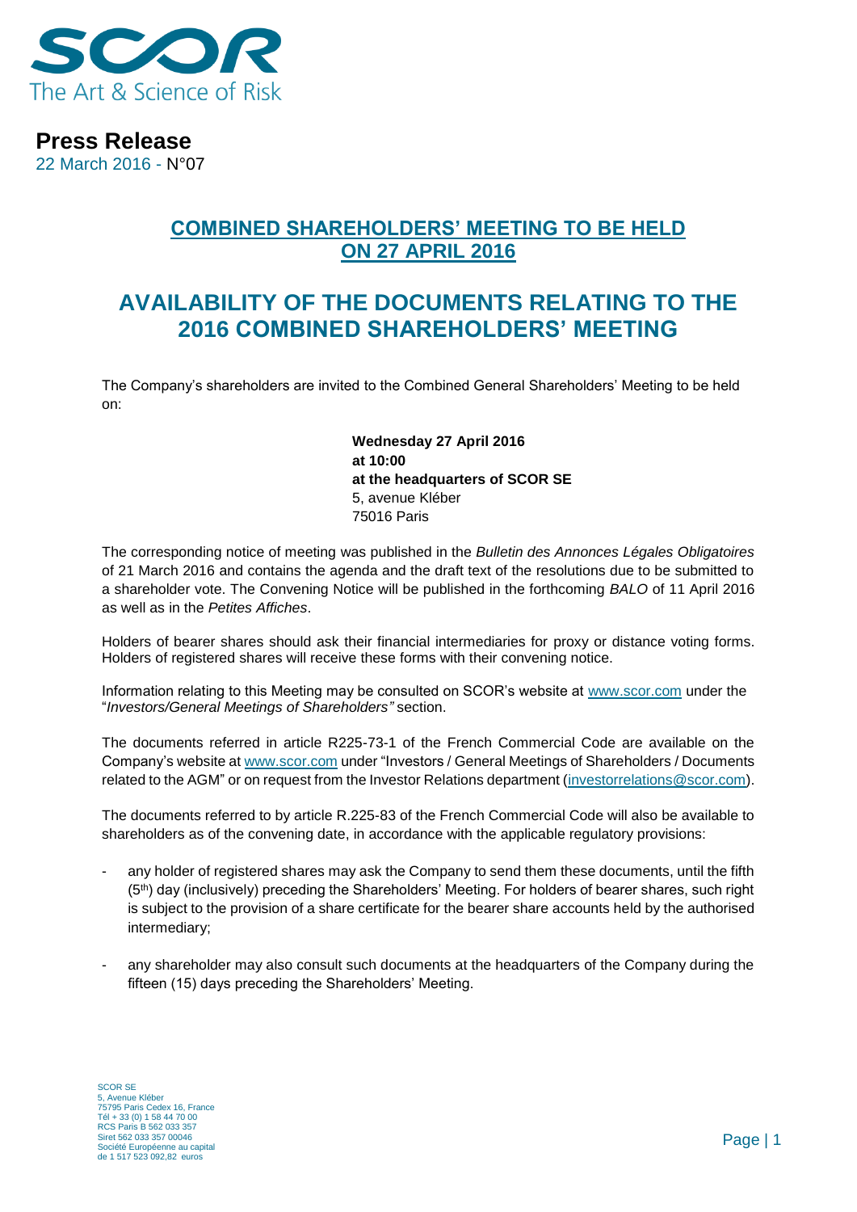**Press Release**
22 March 2016 - N°07

## COMBINED SHAREHOLDERS' MEETING TO BE HELD ON 27 APRIL 2016

# AVAILABILITY OF THE DOCUMENTS RELATING TO THE 2016 COMBINED SHAREHOLDERS' MEETING

The Company's shareholders are invited to the Combined General Shareholders' Meeting to be held on:

**Wednesday 27 April 2016**
**at 10:00**
**at the headquarters of SCOR SE**
5, avenue Kléber
75016 Paris

The corresponding notice of meeting was published in the *Bulletin des Annonces Légales Obligatoires* of 21 March 2016 and contains the agenda and the draft text of the resolutions due to be submitted to a shareholder vote. The Convening Notice will be published in the forthcoming *BALO* of 11 April 2016 as well as in the *Petites Affiches*.

Holders of bearer shares should ask their financial intermediaries for proxy or distance voting forms. Holders of registered shares will receive these forms with their convening notice.

Information relating to this Meeting may be consulted on SCOR's website at www.scor.com under the "*Investors/General Meetings of Shareholders"* section.

The documents referred in article R225-73-1 of the French Commercial Code are available on the Company's website at www.scor.com under "Investors / General Meetings of Shareholders / Documents related to the AGM" or on request from the Investor Relations department (investorrelations@scor.com).

The documents referred to by article R.225-83 of the French Commercial Code will also be available to shareholders as of the convening date, in accordance with the applicable regulatory provisions:

- any holder of registered shares may ask the Company to send them these documents, until the fifth (5th) day (inclusively) preceding the Shareholders' Meeting. For holders of bearer shares, such right is subject to the provision of a share certificate for the bearer share accounts held by the authorised intermediary;

- any shareholder may also consult such documents at the headquarters of the Company during the fifteen (15) days preceding the Shareholders' Meeting.

SCOR SE
5, Avenue Kléber
75795 Paris Cedex 16, France
Tél + 33 (0) 1 58 44 70 00
RCS Paris B 562 033 357
Siret 562 033 357 00046
Société Européenne au capital
de 1 517 523 092,82 euros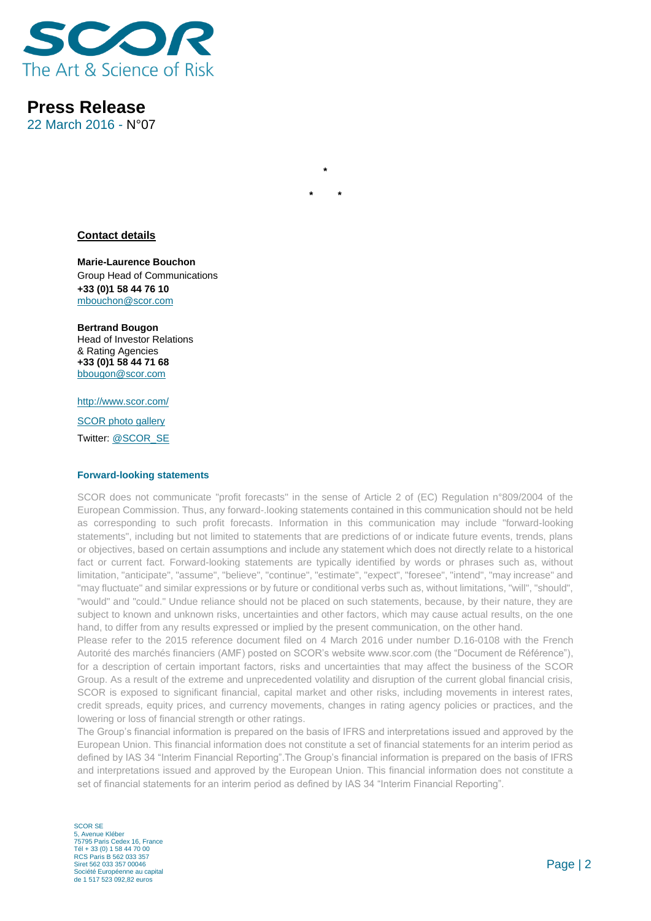*

\*        *

**Contact details**

**Marie-Laurence Bouchon**
Group Head of Communications
**+33 (0)1 58 44 76 10**
mbouchon@scor.com

**Bertrand Bougon**
Head of Investor Relations
& Rating Agencies
**+33 (0)1 58 44 71 68**
bbougon@scor.com

http://www.scor.com/

SCOR photo gallery

Twitter: @SCOR_SE

**Forward-looking statements**

SCOR does not communicate "profit forecasts" in the sense of Article 2 of (EC) Regulation n°809/2004 of the European Commission. Thus, any forward-.looking statements contained in this communication should not be held as corresponding to such profit forecasts. Information in this communication may include "forward-looking statements", including but not limited to statements that are predictions of or indicate future events, trends, plans or objectives, based on certain assumptions and include any statement which does not directly relate to a historical fact or current fact. Forward-looking statements are typically identified by words or phrases such as, without limitation, "anticipate", "assume", "believe", "continue", "estimate", "expect", "foresee", "intend", "may increase" and "may fluctuate" and similar expressions or by future or conditional verbs such as, without limitations, "will", "should", "would" and "could." Undue reliance should not be placed on such statements, because, by their nature, they are subject to known and unknown risks, uncertainties and other factors, which may cause actual results, on the one hand, to differ from any results expressed or implied by the present communication, on the other hand.
Please refer to the 2015 reference document filed on 4 March 2016 under number D.16-0108 with the French Autorité des marchés financiers (AMF) posted on SCOR's website www.scor.com (the "Document de Référence"), for a description of certain important factors, risks and uncertainties that may affect the business of the SCOR Group. As a result of the extreme and unprecedented volatility and disruption of the current global financial crisis, SCOR is exposed to significant financial, capital market and other risks, including movements in interest rates, credit spreads, equity prices, and currency movements, changes in rating agency policies or practices, and the lowering or loss of financial strength or other ratings.
The Group's financial information is prepared on the basis of IFRS and interpretations issued and approved by the European Union. This financial information does not constitute a set of financial statements for an interim period as defined by IAS 34 "Interim Financial Reporting".The Group's financial information is prepared on the basis of IFRS and interpretations issued and approved by the European Union. This financial information does not constitute a set of financial statements for an interim period as defined by IAS 34 "Interim Financial Reporting".

SCOR SE
5, Avenue Kléber
75795 Paris Cedex 16, France
Tél + 33 (0) 1 58 44 70 00
RCS Paris B 562 033 357
Siret 562 033 357 00046
Société Européenne au capital
de 1 517 523 092,82 euros